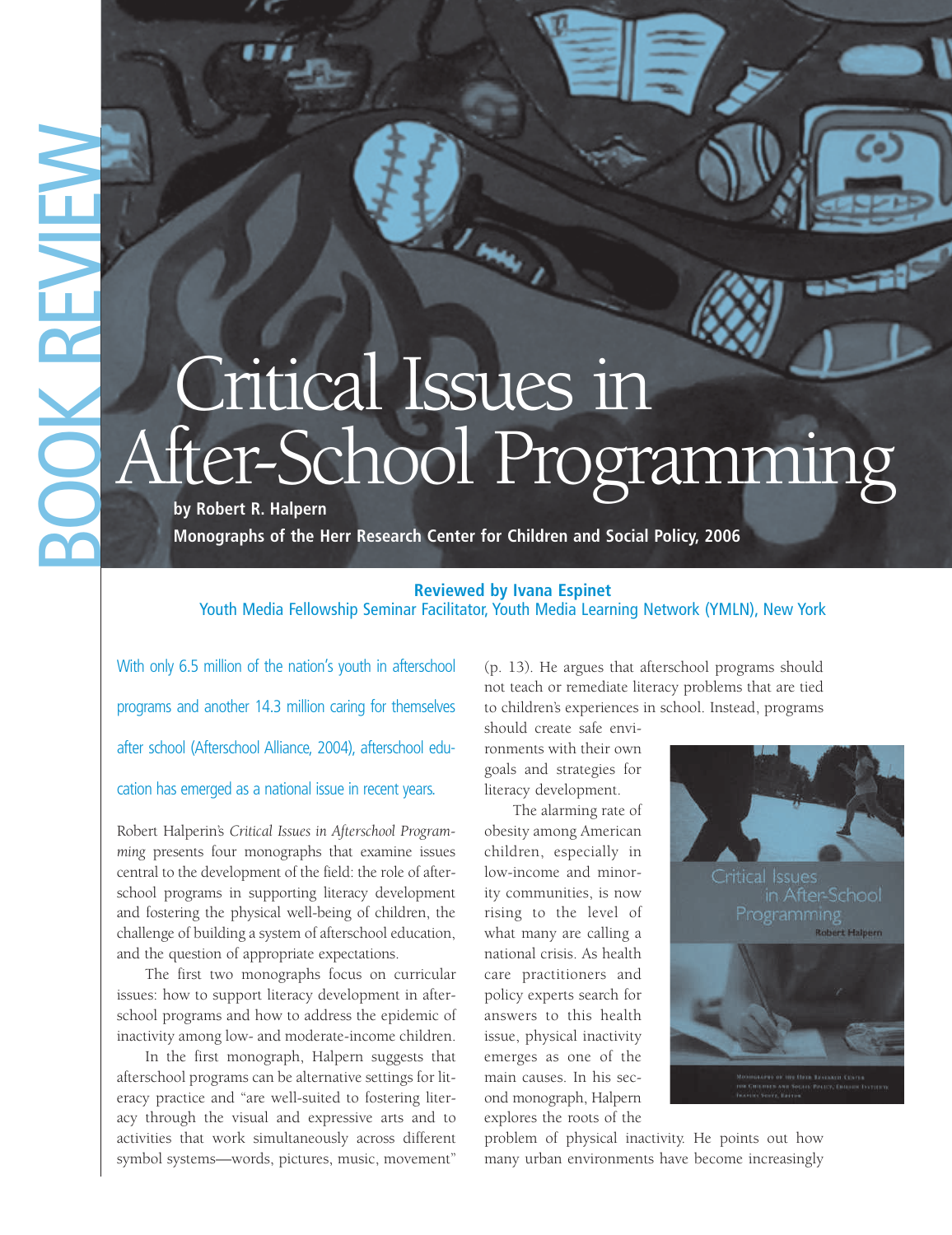BOOK REVIEW

# Critical Issues in After-School Programming

**by Robert R. Halpern**

**Monographs of the Herr Research Center for Children and Social Policy, 2006**

**Reviewed by Ivana Espinet**
Youth Media Fellowship Seminar Facilitator, Youth Media Learning Network (YMLN), New York

With only 6.5 million of the nation's youth in afterschool programs and another 14.3 million caring for themselves after school (Afterschool Alliance, 2004), afterschool education has emerged as a national issue in recent years.

Robert Halperin's *Critical Issues in Afterschool Programming* presents four monographs that examine issues central to the development of the field: the role of afterschool programs in supporting literacy development and fostering the physical well-being of children, the challenge of building a system of afterschool education, and the question of appropriate expectations.

The first two monographs focus on curricular issues: how to support literacy development in afterschool programs and how to address the epidemic of inactivity among low- and moderate-income children.

In the first monograph, Halpern suggests that afterschool programs can be alternative settings for literacy practice and "are well-suited to fostering literacy through the visual and expressive arts and to activities that work simultaneously across different symbol systems—words, pictures, music, movement" (p. 13). He argues that afterschool programs should not teach or remediate literacy problems that are tied to children's experiences in school. Instead, programs should create safe environments with their own goals and strategies for literacy development.

The alarming rate of obesity among American children, especially in low-income and minority communities, is now rising to the level of what many are calling a national crisis. As health care practitioners and policy experts search for answers to this health issue, physical inactivity emerges as one of the main causes. In his second monograph, Halpern explores the roots of the problem of physical inactivity. He points out how many urban environments have become increasingly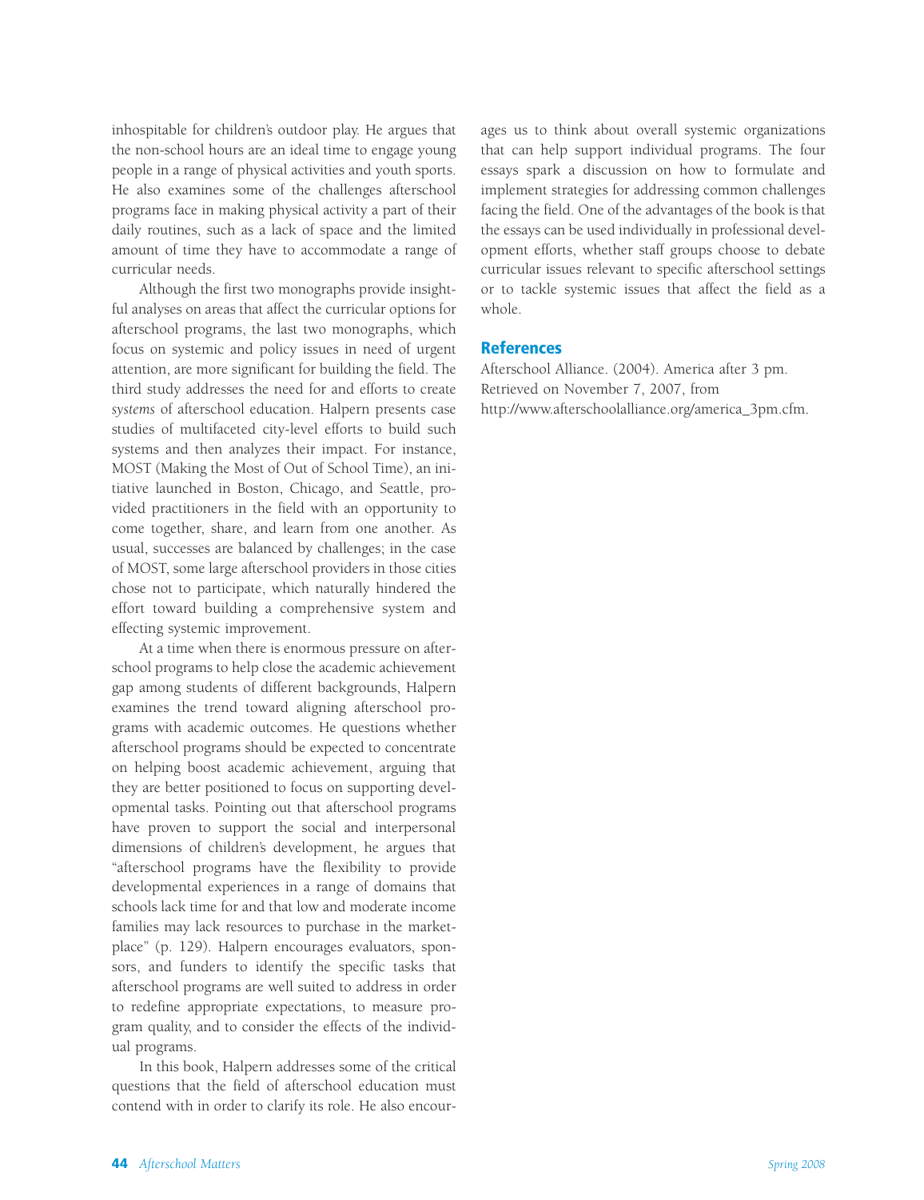inhospitable for children's outdoor play. He argues that the non-school hours are an ideal time to engage young people in a range of physical activities and youth sports. He also examines some of the challenges afterschool programs face in making physical activity a part of their daily routines, such as a lack of space and the limited amount of time they have to accommodate a range of curricular needs.

Although the first two monographs provide insightful analyses on areas that affect the curricular options for afterschool programs, the last two monographs, which focus on systemic and policy issues in need of urgent attention, are more significant for building the field. The third study addresses the need for and efforts to create *systems* of afterschool education. Halpern presents case studies of multifaceted city-level efforts to build such systems and then analyzes their impact. For instance, MOST (Making the Most of Out of School Time), an initiative launched in Boston, Chicago, and Seattle, provided practitioners in the field with an opportunity to come together, share, and learn from one another. As usual, successes are balanced by challenges; in the case of MOST, some large afterschool providers in those cities chose not to participate, which naturally hindered the effort toward building a comprehensive system and effecting systemic improvement.

At a time when there is enormous pressure on afterschool programs to help close the academic achievement gap among students of different backgrounds, Halpern examines the trend toward aligning afterschool programs with academic outcomes. He questions whether afterschool programs should be expected to concentrate on helping boost academic achievement, arguing that they are better positioned to focus on supporting developmental tasks. Pointing out that afterschool programs have proven to support the social and interpersonal dimensions of children's development, he argues that "afterschool programs have the flexibility to provide developmental experiences in a range of domains that schools lack time for and that low and moderate income families may lack resources to purchase in the marketplace" (p. 129). Halpern encourages evaluators, sponsors, and funders to identify the specific tasks that afterschool programs are well suited to address in order to redefine appropriate expectations, to measure program quality, and to consider the effects of the individual programs.

In this book, Halpern addresses some of the critical questions that the field of afterschool education must contend with in order to clarify its role. He also encourages us to think about overall systemic organizations that can help support individual programs. The four essays spark a discussion on how to formulate and implement strategies for addressing common challenges facing the field. One of the advantages of the book is that the essays can be used individually in professional development efforts, whether staff groups choose to debate curricular issues relevant to specific afterschool settings or to tackle systemic issues that affect the field as a whole.

## References

Afterschool Alliance. (2004). America after 3 pm. Retrieved on November 7, 2007, from http://www.afterschoolalliance.org/america_3pm.cfm.